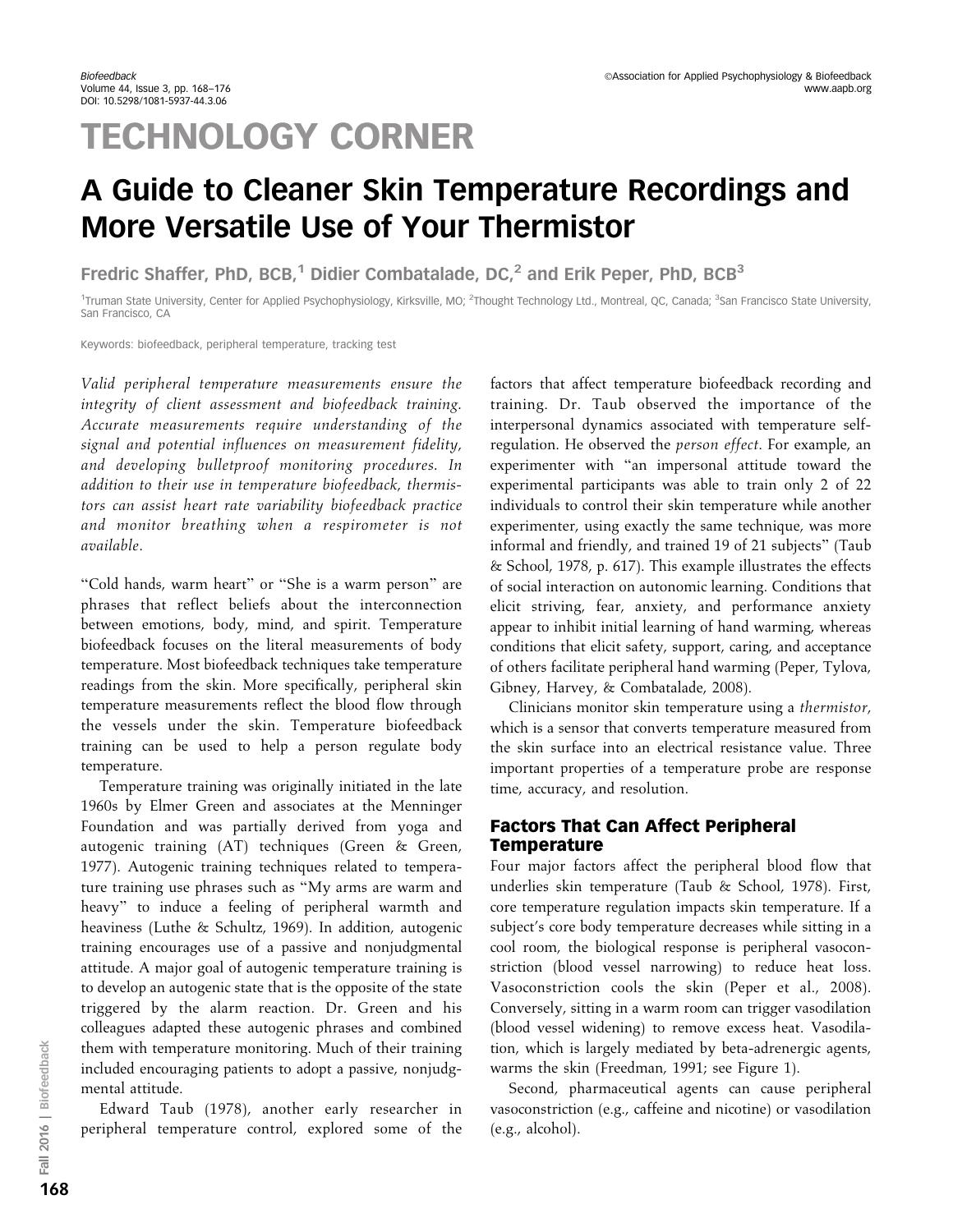# TECHNOLOGY CORNER

## A Guide to Cleaner Skin Temperature Recordings and More Versatile Use of Your Thermistor

Fredric Shaffer, PhD, BCB,[1] Didier Combatalade, DC,[2] and Erik Peper, PhD, BCB[3]

[1]Truman State University, Center for Applied Psychophysiology, Kirksville, MO; [2]Thought Technology Ltd., Montreal, QC, Canada; [3]San Francisco State University, San Francisco, CA

Keywords: biofeedback, peripheral temperature, tracking test

*Valid peripheral temperature measurements ensure the integrity of client assessment and biofeedback training. Accurate measurements require understanding of the signal and potential influences on measurement fidelity, and developing bulletproof monitoring procedures. In addition to their use in temperature biofeedback, thermistors can assist heart rate variability biofeedback practice and monitor breathing when a respirometer is not available.*

"Cold hands, warm heart" or "She is a warm person" are phrases that reflect beliefs about the interconnection between emotions, body, mind, and spirit. Temperature biofeedback focuses on the literal measurements of body temperature. Most biofeedback techniques take temperature readings from the skin. More specifically, peripheral skin temperature measurements reflect the blood flow through the vessels under the skin. Temperature biofeedback training can be used to help a person regulate body temperature.

Temperature training was originally initiated in the late 1960s by Elmer Green and associates at the Menninger Foundation and was partially derived from yoga and autogenic training (AT) techniques (Green & Green, 1977). Autogenic training techniques related to temperature training use phrases such as "My arms are warm and heavy" to induce a feeling of peripheral warmth and heaviness (Luthe & Schultz, 1969). In addition, autogenic training encourages use of a passive and nonjudgmental attitude. A major goal of autogenic temperature training is to develop an autogenic state that is the opposite of the state triggered by the alarm reaction. Dr. Green and his colleagues adapted these autogenic phrases and combined them with temperature monitoring. Much of their training included encouraging patients to adopt a passive, nonjudgmental attitude.

Edward Taub (1978), another early researcher in peripheral temperature control, explored some of the factors that affect temperature biofeedback recording and training. Dr. Taub observed the importance of the interpersonal dynamics associated with temperature self-regulation. He observed the *person effect*. For example, an experimenter with "an impersonal attitude toward the experimental participants was able to train only 2 of 22 individuals to control their skin temperature while another experimenter, using exactly the same technique, was more informal and friendly, and trained 19 of 21 subjects" (Taub & School, 1978, p. 617). This example illustrates the effects of social interaction on autonomic learning. Conditions that elicit striving, fear, anxiety, and performance anxiety appear to inhibit initial learning of hand warming, whereas conditions that elicit safety, support, caring, and acceptance of others facilitate peripheral hand warming (Peper, Tylova, Gibney, Harvey, & Combatalade, 2008).

Clinicians monitor skin temperature using a *thermistor*, which is a sensor that converts temperature measured from the skin surface into an electrical resistance value. Three important properties of a temperature probe are response time, accuracy, and resolution.

### Factors That Can Affect Peripheral Temperature

Four major factors affect the peripheral blood flow that underlies skin temperature (Taub & School, 1978). First, core temperature regulation impacts skin temperature. If a subject's core body temperature decreases while sitting in a cool room, the biological response is peripheral vasoconstriction (blood vessel narrowing) to reduce heat loss. Vasoconstriction cools the skin (Peper et al., 2008). Conversely, sitting in a warm room can trigger vasodilation (blood vessel widening) to remove excess heat. Vasodilation, which is largely mediated by beta-adrenergic agents, warms the skin (Freedman, 1991; see Figure 1).

Second, pharmaceutical agents can cause peripheral vasoconstriction (e.g., caffeine and nicotine) or vasodilation (e.g., alcohol).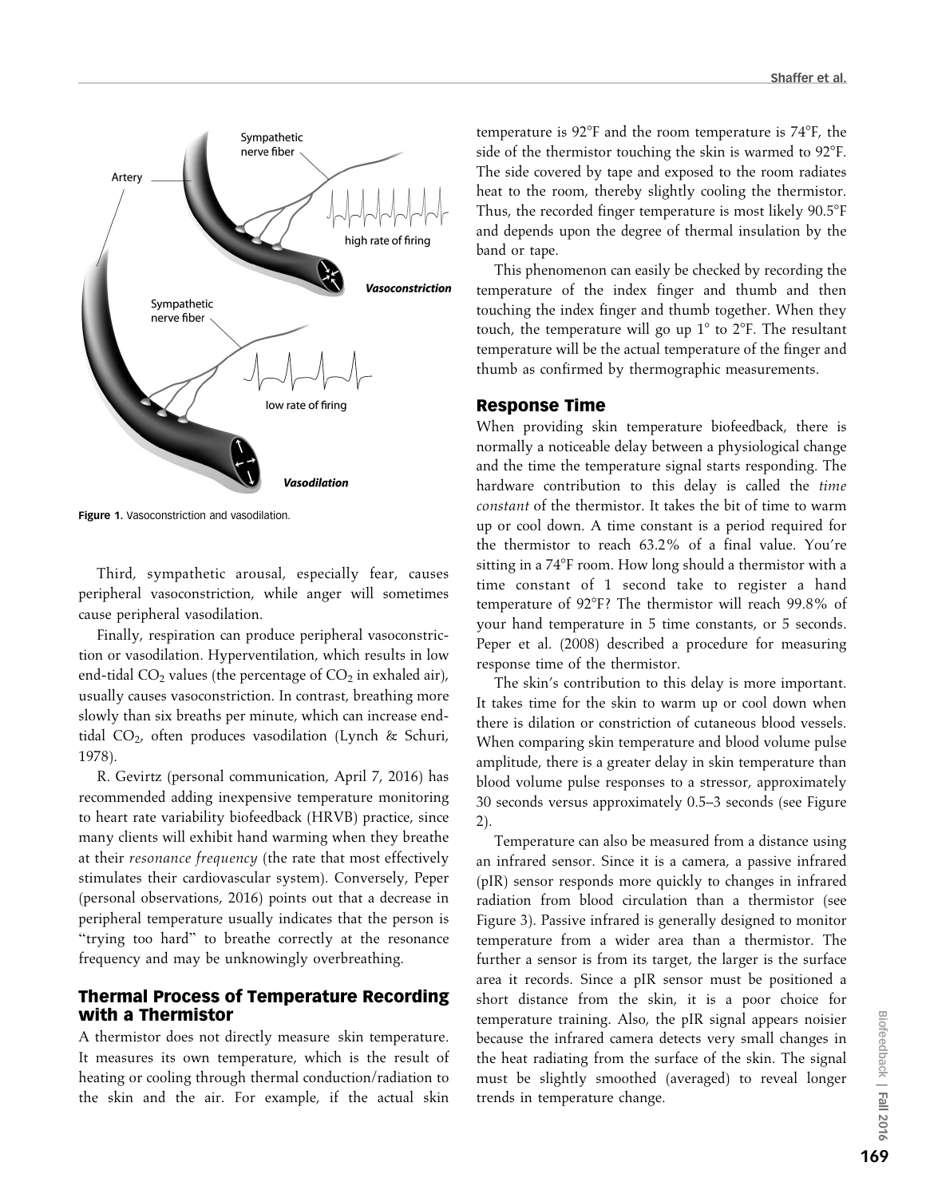Figure 1. Vasoconstriction and vasodilation.

Third, sympathetic arousal, especially fear, causes peripheral vasoconstriction, while anger will sometimes cause peripheral vasodilation.

Finally, respiration can produce peripheral vasoconstriction or vasodilation. Hyperventilation, which results in low end-tidal $CO_2$ values (the percentage of $CO_2$ in exhaled air), usually causes vasoconstriction. In contrast, breathing more slowly than six breaths per minute, which can increase end-tidal $CO_2$, often produces vasodilation (Lynch & Schuri, 1978).

R. Gevirtz (personal communication, April 7, 2016) has recommended adding inexpensive temperature monitoring to heart rate variability biofeedback (HRVB) practice, since many clients will exhibit hand warming when they breathe at their *resonance frequency* (the rate that most effectively stimulates their cardiovascular system). Conversely, Peper (personal observations, 2016) points out that a decrease in peripheral temperature usually indicates that the person is "trying too hard" to breathe correctly at the resonance frequency and may be unknowingly overbreathing.

## Thermal Process of Temperature Recording with a Thermistor

A thermistor does not directly measure skin temperature. It measures its own temperature, which is the result of heating or cooling through thermal conduction/radiation to the skin and the air. For example, if the actual skin temperature is 92°F and the room temperature is 74°F, the side of the thermistor touching the skin is warmed to 92°F. The side covered by tape and exposed to the room radiates heat to the room, thereby slightly cooling the thermistor. Thus, the recorded finger temperature is most likely 90.5°F and depends upon the degree of thermal insulation by the band or tape.

This phenomenon can easily be checked by recording the temperature of the index finger and thumb and then touching the index finger and thumb together. When they touch, the temperature will go up 1° to 2°F. The resultant temperature will be the actual temperature of the finger and thumb as confirmed by thermographic measurements.

## Response Time

When providing skin temperature biofeedback, there is normally a noticeable delay between a physiological change and the time the temperature signal starts responding. The hardware contribution to this delay is called the *time constant* of the thermistor. It takes the bit of time to warm up or cool down. A time constant is a period required for the thermistor to reach 63.2% of a final value. You're sitting in a 74°F room. How long should a thermistor with a time constant of 1 second take to register a hand temperature of 92°F? The thermistor will reach 99.8% of your hand temperature in 5 time constants, or 5 seconds. Peper et al. (2008) described a procedure for measuring response time of the thermistor.

The skin's contribution to this delay is more important. It takes time for the skin to warm up or cool down when there is dilation or constriction of cutaneous blood vessels. When comparing skin temperature and blood volume pulse amplitude, there is a greater delay in skin temperature than blood volume pulse responses to a stressor, approximately 30 seconds versus approximately 0.5–3 seconds (see Figure 2).

Temperature can also be measured from a distance using an infrared sensor. Since it is a camera, a passive infrared (pIR) sensor responds more quickly to changes in infrared radiation from blood circulation than a thermistor (see Figure 3). Passive infrared is generally designed to monitor temperature from a wider area than a thermistor. The further a sensor is from its target, the larger is the surface area it records. Since a pIR sensor must be positioned a short distance from the skin, it is a poor choice for temperature training. Also, the pIR signal appears noisier because the infrared camera detects very small changes in the heat radiating from the surface of the skin. The signal must be slightly smoothed (averaged) to reveal longer trends in temperature change.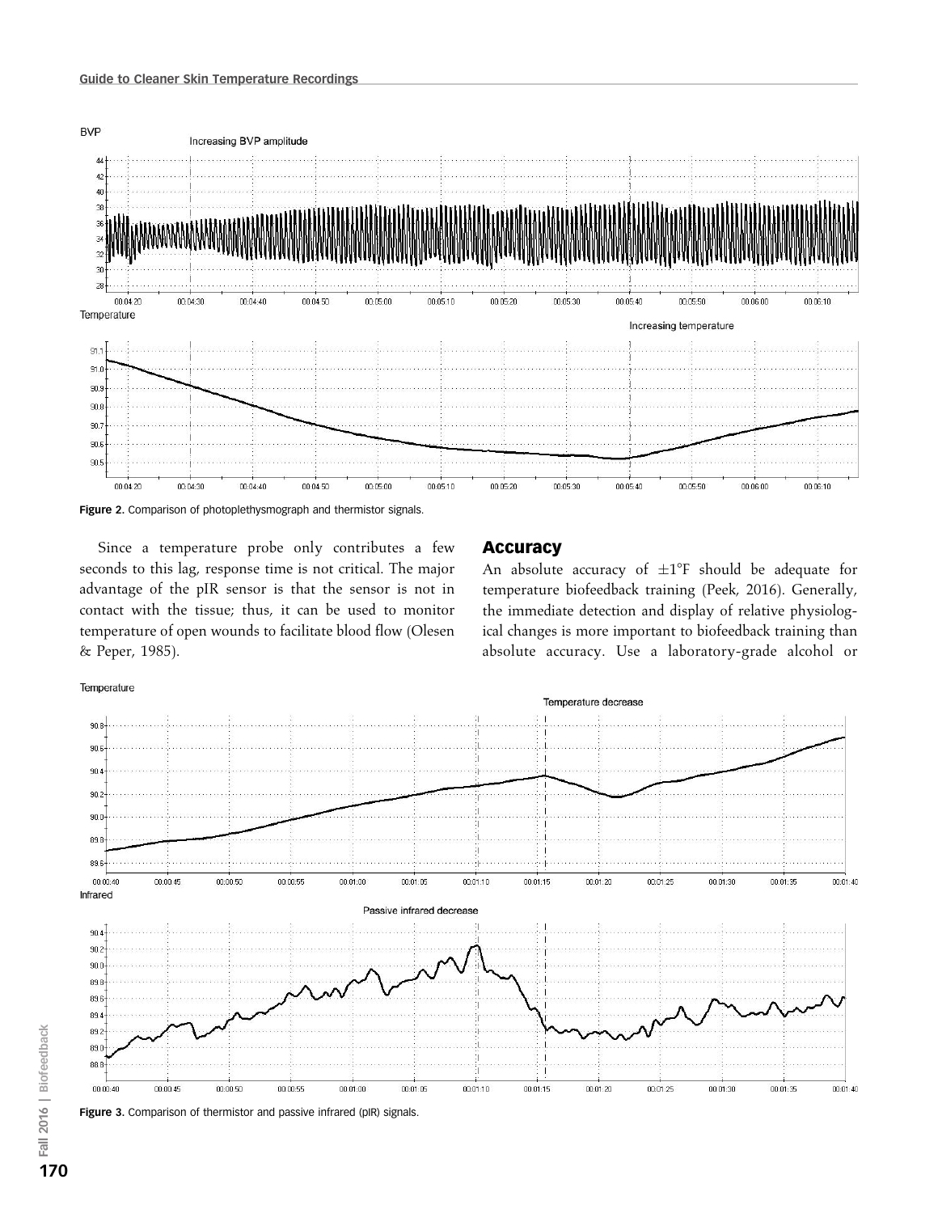Figure 2. Comparison of photoplethysmograph and thermistor signals.

Since a temperature probe only contributes a few seconds to this lag, response time is not critical. The major advantage of the pIR sensor is that the sensor is not in contact with the tissue; thus, it can be used to monitor temperature of open wounds to facilitate blood flow (Olesen & Peper, 1985).

## Accuracy

An absolute accuracy of ±1°F should be adequate for temperature biofeedback training (Peek, 2016). Generally, the immediate detection and display of relative physiological changes is more important to biofeedback training than absolute accuracy. Use a laboratory-grade alcohol or

Figure 3. Comparison of thermistor and passive infrared (pIR) signals.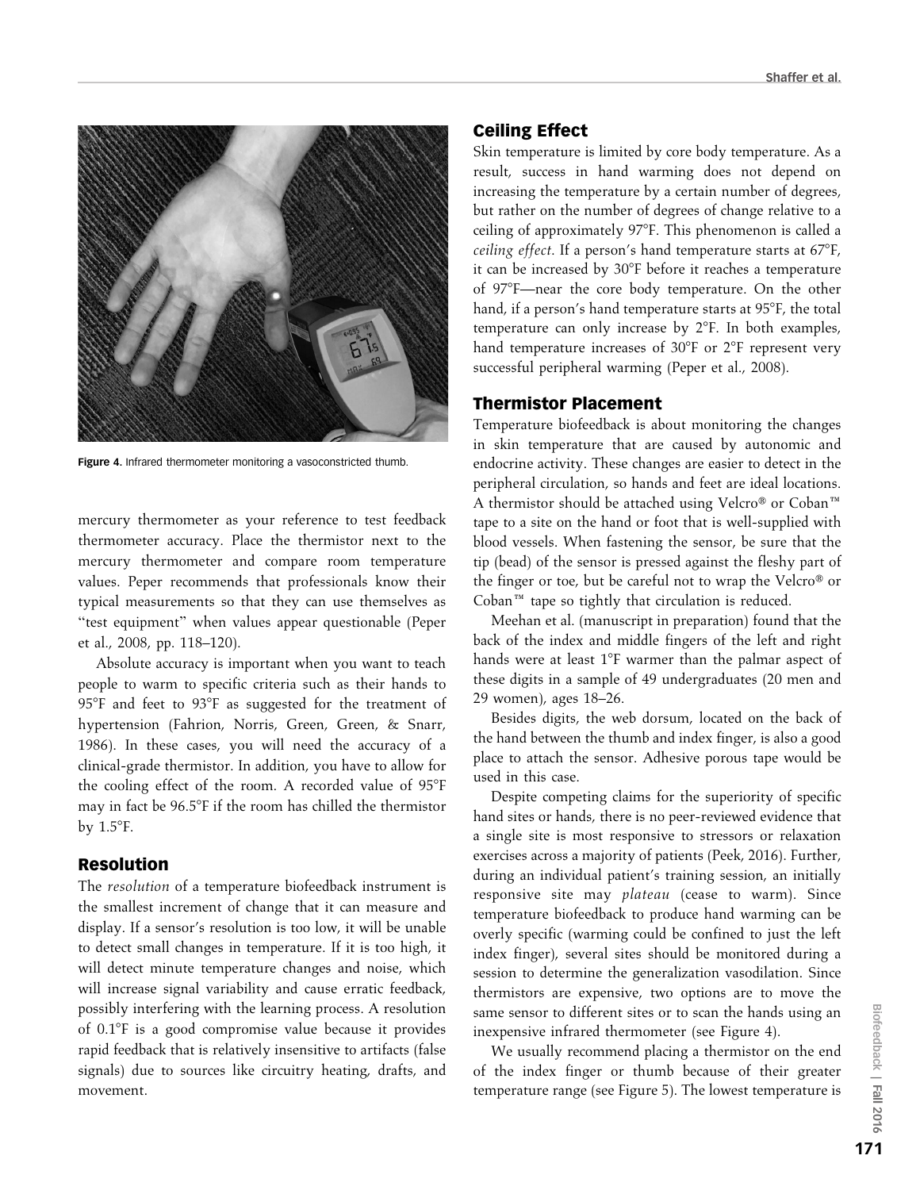Figure 4. Infrared thermometer monitoring a vasoconstricted thumb.

mercury thermometer as your reference to test feedback thermometer accuracy. Place the thermistor next to the mercury thermometer and compare room temperature values. Peper recommends that professionals know their typical measurements so that they can use themselves as "test equipment" when values appear questionable (Peper et al., 2008, pp. 118–120).

Absolute accuracy is important when you want to teach people to warm to specific criteria such as their hands to 95°F and feet to 93°F as suggested for the treatment of hypertension (Fahrion, Norris, Green, Green, & Snarr, 1986). In these cases, you will need the accuracy of a clinical-grade thermistor. In addition, you have to allow for the cooling effect of the room. A recorded value of 95°F may in fact be 96.5°F if the room has chilled the thermistor by 1.5°F.

## Resolution

The *resolution* of a temperature biofeedback instrument is the smallest increment of change that it can measure and display. If a sensor's resolution is too low, it will be unable to detect small changes in temperature. If it is too high, it will detect minute temperature changes and noise, which will increase signal variability and cause erratic feedback, possibly interfering with the learning process. A resolution of 0.1°F is a good compromise value because it provides rapid feedback that is relatively insensitive to artifacts (false signals) due to sources like circuitry heating, drafts, and movement.

## Ceiling Effect

Skin temperature is limited by core body temperature. As a result, success in hand warming does not depend on increasing the temperature by a certain number of degrees, but rather on the number of degrees of change relative to a ceiling of approximately 97°F. This phenomenon is called a *ceiling effect*. If a person's hand temperature starts at 67°F, it can be increased by 30°F before it reaches a temperature of 97°F—near the core body temperature. On the other hand, if a person's hand temperature starts at 95°F, the total temperature can only increase by 2°F. In both examples, hand temperature increases of 30°F or 2°F represent very successful peripheral warming (Peper et al., 2008).

## Thermistor Placement

Temperature biofeedback is about monitoring the changes in skin temperature that are caused by autonomic and endocrine activity. These changes are easier to detect in the peripheral circulation, so hands and feet are ideal locations. A thermistor should be attached using Velcro® or Coban™ tape to a site on the hand or foot that is well-supplied with blood vessels. When fastening the sensor, be sure that the tip (bead) of the sensor is pressed against the fleshy part of the finger or toe, but be careful not to wrap the Velcro® or Coban™ tape so tightly that circulation is reduced.

Meehan et al. (manuscript in preparation) found that the back of the index and middle fingers of the left and right hands were at least 1°F warmer than the palmar aspect of these digits in a sample of 49 undergraduates (20 men and 29 women), ages 18–26.

Besides digits, the web dorsum, located on the back of the hand between the thumb and index finger, is also a good place to attach the sensor. Adhesive porous tape would be used in this case.

Despite competing claims for the superiority of specific hand sites or hands, there is no peer-reviewed evidence that a single site is most responsive to stressors or relaxation exercises across a majority of patients (Peek, 2016). Further, during an individual patient's training session, an initially responsive site may *plateau* (cease to warm). Since temperature biofeedback to produce hand warming can be overly specific (warming could be confined to just the left index finger), several sites should be monitored during a session to determine the generalization vasodilation. Since thermistors are expensive, two options are to move the same sensor to different sites or to scan the hands using an inexpensive infrared thermometer (see Figure 4).

We usually recommend placing a thermistor on the end of the index finger or thumb because of their greater temperature range (see Figure 5). The lowest temperature is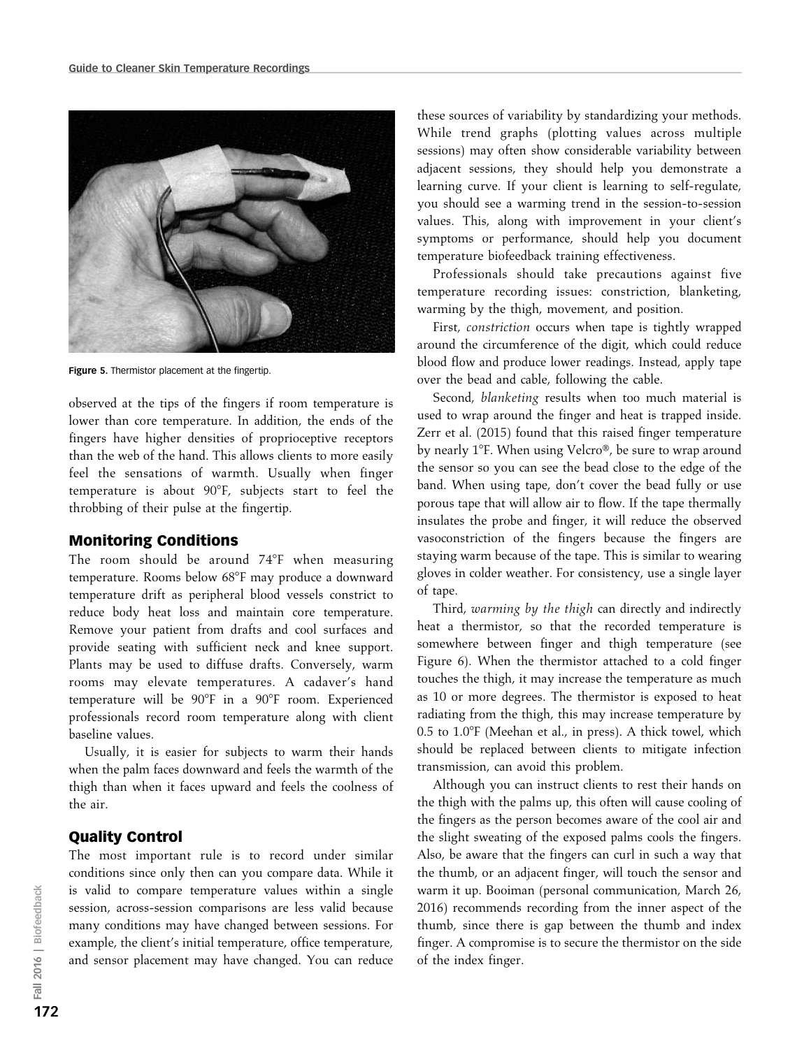Figure 5. Thermistor placement at the fingertip.

observed at the tips of the fingers if room temperature is lower than core temperature. In addition, the ends of the fingers have higher densities of proprioceptive receptors than the web of the hand. This allows clients to more easily feel the sensations of warmth. Usually when finger temperature is about 90°F, subjects start to feel the throbbing of their pulse at the fingertip.

## Monitoring Conditions

The room should be around 74°F when measuring temperature. Rooms below 68°F may produce a downward temperature drift as peripheral blood vessels constrict to reduce body heat loss and maintain core temperature. Remove your patient from drafts and cool surfaces and provide seating with sufficient neck and knee support. Plants may be used to diffuse drafts. Conversely, warm rooms may elevate temperatures. A cadaver's hand temperature will be 90°F in a 90°F room. Experienced professionals record room temperature along with client baseline values.

Usually, it is easier for subjects to warm their hands when the palm faces downward and feels the warmth of the thigh than when it faces upward and feels the coolness of the air.

## Quality Control

The most important rule is to record under similar conditions since only then can you compare data. While it is valid to compare temperature values within a single session, across-session comparisons are less valid because many conditions may have changed between sessions. For example, the client's initial temperature, office temperature, and sensor placement may have changed. You can reduce these sources of variability by standardizing your methods. While trend graphs (plotting values across multiple sessions) may often show considerable variability between adjacent sessions, they should help you demonstrate a learning curve. If your client is learning to self-regulate, you should see a warming trend in the session-to-session values. This, along with improvement in your client's symptoms or performance, should help you document temperature biofeedback training effectiveness.

Professionals should take precautions against five temperature recording issues: constriction, blanketing, warming by the thigh, movement, and position.

First, *constriction* occurs when tape is tightly wrapped around the circumference of the digit, which could reduce blood flow and produce lower readings. Instead, apply tape over the bead and cable, following the cable.

Second, *blanketing* results when too much material is used to wrap around the finger and heat is trapped inside. Zerr et al. (2015) found that this raised finger temperature by nearly 1°F. When using Velcro®, be sure to wrap around the sensor so you can see the bead close to the edge of the band. When using tape, don't cover the bead fully or use porous tape that will allow air to flow. If the tape thermally insulates the probe and finger, it will reduce the observed vasoconstriction of the fingers because the fingers are staying warm because of the tape. This is similar to wearing gloves in colder weather. For consistency, use a single layer of tape.

Third, *warming by the thigh* can directly and indirectly heat a thermistor, so that the recorded temperature is somewhere between finger and thigh temperature (see Figure 6). When the thermistor attached to a cold finger touches the thigh, it may increase the temperature as much as 10 or more degrees. The thermistor is exposed to heat radiating from the thigh, this may increase temperature by 0.5 to 1.0°F (Meehan et al., in press). A thick towel, which should be replaced between clients to mitigate infection transmission, can avoid this problem.

Although you can instruct clients to rest their hands on the thigh with the palms up, this often will cause cooling of the fingers as the person becomes aware of the cool air and the slight sweating of the exposed palms cools the fingers. Also, be aware that the fingers can curl in such a way that the thumb, or an adjacent finger, will touch the sensor and warm it up. Booiman (personal communication, March 26, 2016) recommends recording from the inner aspect of the thumb, since there is gap between the thumb and index finger. A compromise is to secure the thermistor on the side of the index finger.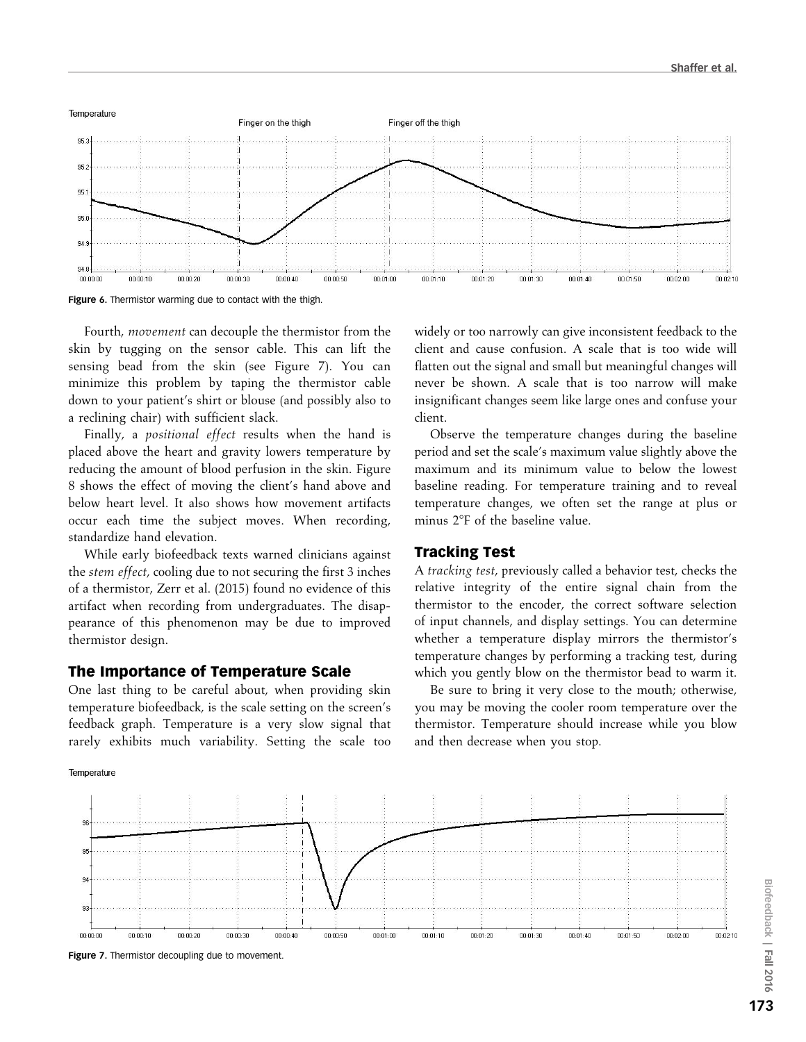Figure 6. Thermistor warming due to contact with the thigh.

Fourth, *movement* can decouple the thermistor from the skin by tugging on the sensor cable. This can lift the sensing bead from the skin (see Figure 7). You can minimize this problem by taping the thermistor cable down to your patient's shirt or blouse (and possibly also to a reclining chair) with sufficient slack.

Finally, a *positional effect* results when the hand is placed above the heart and gravity lowers temperature by reducing the amount of blood perfusion in the skin. Figure 8 shows the effect of moving the client's hand above and below heart level. It also shows how movement artifacts occur each time the subject moves. When recording, standardize hand elevation.

While early biofeedback texts warned clinicians against the *stem effect*, cooling due to not securing the first 3 inches of a thermistor, Zerr et al. (2015) found no evidence of this artifact when recording from undergraduates. The disappearance of this phenomenon may be due to improved thermistor design.

## The Importance of Temperature Scale

One last thing to be careful about, when providing skin temperature biofeedback, is the scale setting on the screen's feedback graph. Temperature is a very slow signal that rarely exhibits much variability. Setting the scale too widely or too narrowly can give inconsistent feedback to the client and cause confusion. A scale that is too wide will flatten out the signal and small but meaningful changes will never be shown. A scale that is too narrow will make insignificant changes seem like large ones and confuse your client.

Observe the temperature changes during the baseline period and set the scale's maximum value slightly above the maximum and its minimum value to below the lowest baseline reading. For temperature training and to reveal temperature changes, we often set the range at plus or minus 2°F of the baseline value.

## Tracking Test

A *tracking test*, previously called a behavior test, checks the relative integrity of the entire signal chain from the thermistor to the encoder, the correct software selection of input channels, and display settings. You can determine whether a temperature display mirrors the thermistor's temperature changes by performing a tracking test, during which you gently blow on the thermistor bead to warm it.

Be sure to bring it very close to the mouth; otherwise, you may be moving the cooler room temperature over the thermistor. Temperature should increase while you blow and then decrease when you stop.

Figure 7. Thermistor decoupling due to movement.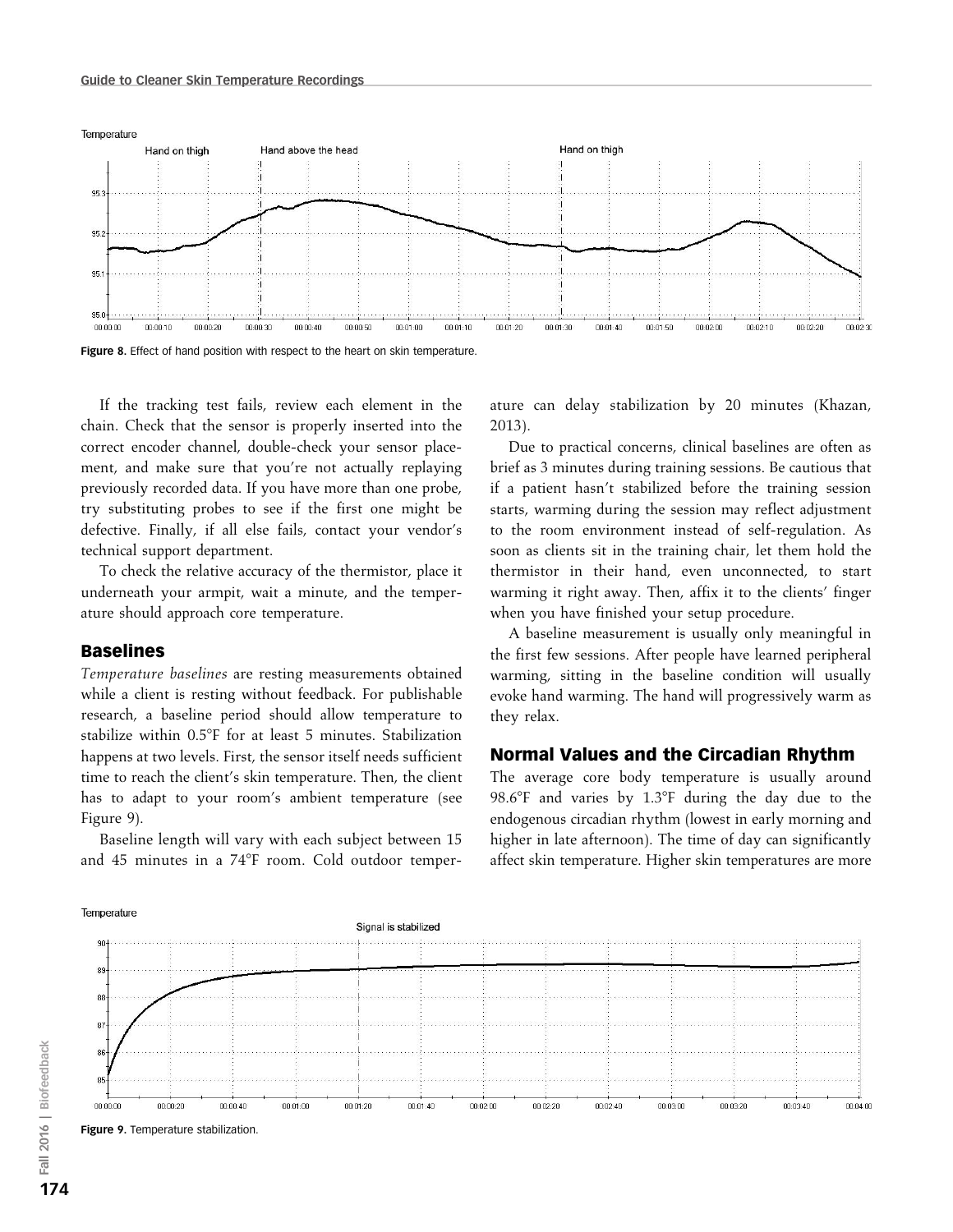Figure 8. Effect of hand position with respect to the heart on skin temperature.

If the tracking test fails, review each element in the chain. Check that the sensor is properly inserted into the correct encoder channel, double-check your sensor placement, and make sure that you're not actually replaying previously recorded data. If you have more than one probe, try substituting probes to see if the first one might be defective. Finally, if all else fails, contact your vendor's technical support department.

To check the relative accuracy of the thermistor, place it underneath your armpit, wait a minute, and the temperature should approach core temperature.

## Baselines

*Temperature baselines* are resting measurements obtained while a client is resting without feedback. For publishable research, a baseline period should allow temperature to stabilize within 0.5°F for at least 5 minutes. Stabilization happens at two levels. First, the sensor itself needs sufficient time to reach the client's skin temperature. Then, the client has to adapt to your room's ambient temperature (see Figure 9).

Baseline length will vary with each subject between 15 and 45 minutes in a 74°F room. Cold outdoor temperature can delay stabilization by 20 minutes (Khazan, 2013).

Due to practical concerns, clinical baselines are often as brief as 3 minutes during training sessions. Be cautious that if a patient hasn't stabilized before the training session starts, warming during the session may reflect adjustment to the room environment instead of self-regulation. As soon as clients sit in the training chair, let them hold the thermistor in their hand, even unconnected, to start warming it right away. Then, affix it to the clients' finger when you have finished your setup procedure.

A baseline measurement is usually only meaningful in the first few sessions. After people have learned peripheral warming, sitting in the baseline condition will usually evoke hand warming. The hand will progressively warm as they relax.

## Normal Values and the Circadian Rhythm

The average core body temperature is usually around 98.6°F and varies by 1.3°F during the day due to the endogenous circadian rhythm (lowest in early morning and higher in late afternoon). The time of day can significantly affect skin temperature. Higher skin temperatures are more

Figure 9. Temperature stabilization.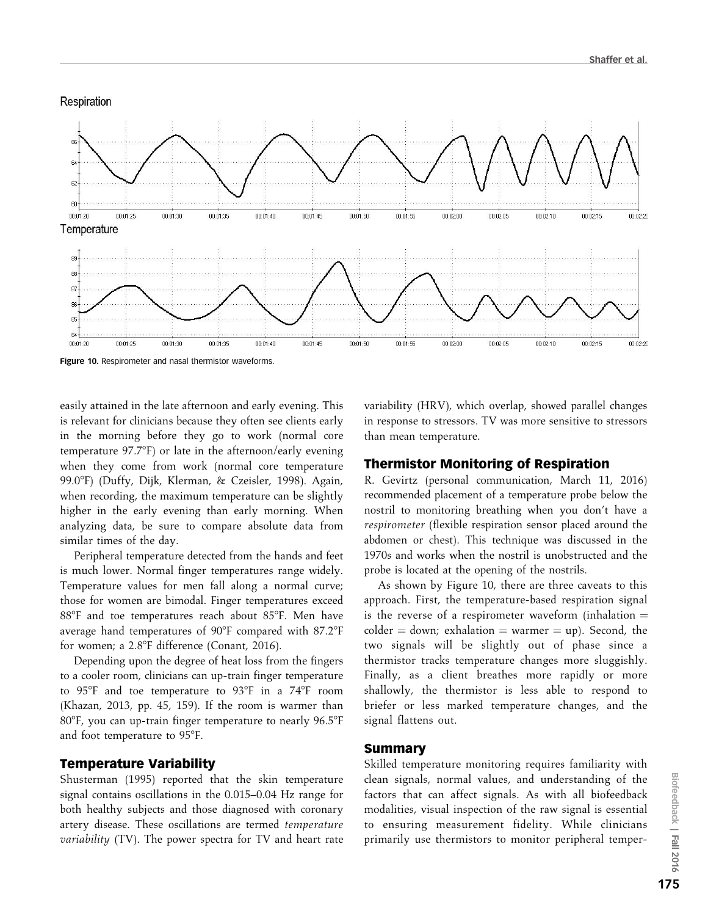Figure 10. Respirometer and nasal thermistor waveforms.

easily attained in the late afternoon and early evening. This is relevant for clinicians because they often see clients early in the morning before they go to work (normal core temperature 97.7°F) or late in the afternoon/early evening when they come from work (normal core temperature 99.0°F) (Duffy, Dijk, Klerman, & Czeisler, 1998). Again, when recording, the maximum temperature can be slightly higher in the early evening than early morning. When analyzing data, be sure to compare absolute data from similar times of the day.

Peripheral temperature detected from the hands and feet is much lower. Normal finger temperatures range widely. Temperature values for men fall along a normal curve; those for women are bimodal. Finger temperatures exceed 88°F and toe temperatures reach about 85°F. Men have average hand temperatures of 90°F compared with 87.2°F for women; a 2.8°F difference (Conant, 2016).

Depending upon the degree of heat loss from the fingers to a cooler room, clinicians can up-train finger temperature to 95°F and toe temperature to 93°F in a 74°F room (Khazan, 2013, pp. 45, 159). If the room is warmer than 80°F, you can up-train finger temperature to nearly 96.5°F and foot temperature to 95°F.

## Temperature Variability

Shusterman (1995) reported that the skin temperature signal contains oscillations in the 0.015–0.04 Hz range for both healthy subjects and those diagnosed with coronary artery disease. These oscillations are termed *temperature variability* (TV). The power spectra for TV and heart rate variability (HRV), which overlap, showed parallel changes in response to stressors. TV was more sensitive to stressors than mean temperature.

## Thermistor Monitoring of Respiration

R. Gevirtz (personal communication, March 11, 2016) recommended placement of a temperature probe below the nostril to monitoring breathing when you don't have a *respirometer* (flexible respiration sensor placed around the abdomen or chest). This technique was discussed in the 1970s and works when the nostril is unobstructed and the probe is located at the opening of the nostrils.

As shown by Figure 10, there are three caveats to this approach. First, the temperature-based respiration signal is the reverse of a respirometer waveform (inhalation = colder = down; exhalation = warmer = up). Second, the two signals will be slightly out of phase since a thermistor tracks temperature changes more sluggishly. Finally, as a client breathes more rapidly or more shallowly, the thermistor is less able to respond to briefer or less marked temperature changes, and the signal flattens out.

## Summary

Skilled temperature monitoring requires familiarity with clean signals, normal values, and understanding of the factors that can affect signals. As with all biofeedback modalities, visual inspection of the raw signal is essential to ensuring measurement fidelity. While clinicians primarily use thermistors to monitor peripheral temper-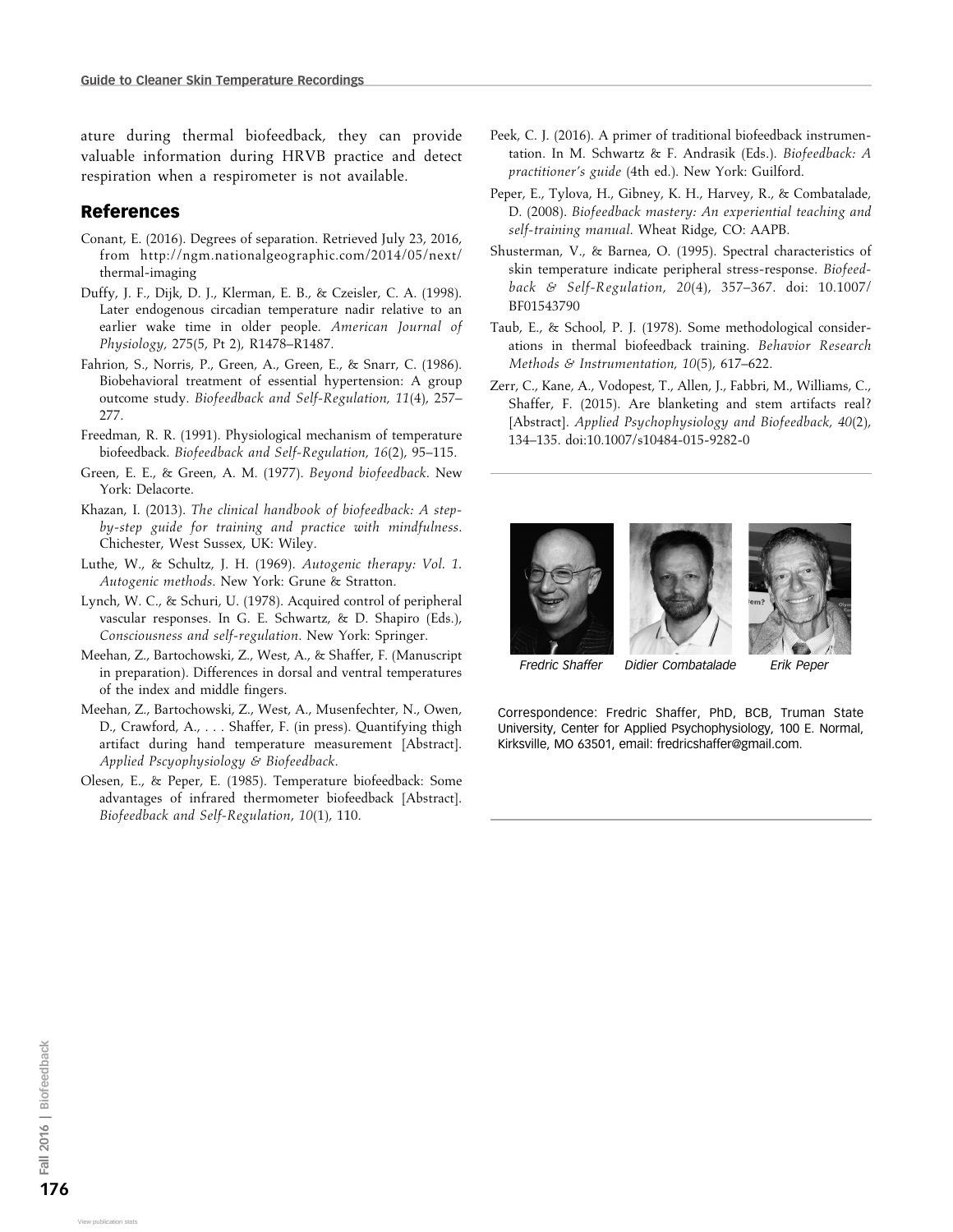ature during thermal biofeedback, they can provide valuable information during HRVB practice and detect respiration when a respirometer is not available.

## References

Conant, E. (2016). Degrees of separation. Retrieved July 23, 2016, from http://ngm.nationalgeographic.com/2014/05/next/thermal-imaging

Duffy, J. F., Dijk, D. J., Klerman, E. B., & Czeisler, C. A. (1998). Later endogenous circadian temperature nadir relative to an earlier wake time in older people. *American Journal of Physiology*, 275(5, Pt 2), R1478–R1487.

Fahrion, S., Norris, P., Green, A., Green, E., & Snarr, C. (1986). Biobehavioral treatment of essential hypertension: A group outcome study. *Biofeedback and Self-Regulation*, *11*(4), 257–277.

Freedman, R. R. (1991). Physiological mechanism of temperature biofeedback. *Biofeedback and Self-Regulation*, *16*(2), 95–115.

Green, E. E., & Green, A. M. (1977). *Beyond biofeedback*. New York: Delacorte.

Khazan, I. (2013). *The clinical handbook of biofeedback: A step-by-step guide for training and practice with mindfulness*. Chichester, West Sussex, UK: Wiley.

Luthe, W., & Schultz, J. H. (1969). *Autogenic therapy: Vol. 1. Autogenic methods*. New York: Grune & Stratton.

Lynch, W. C., & Schuri, U. (1978). Acquired control of peripheral vascular responses. In G. E. Schwartz, & D. Shapiro (Eds.), *Consciousness and self-regulation*. New York: Springer.

Meehan, Z., Bartochowski, Z., West, A., & Shaffer, F. (Manuscript in preparation). Differences in dorsal and ventral temperatures of the index and middle fingers.

Meehan, Z., Bartochowski, Z., West, A., Musenfechter, N., Owen, D., Crawford, A., . . . Shaffer, F. (in press). Quantifying thigh artifact during hand temperature measurement [Abstract]. *Applied Pscyophysiology & Biofeedback*.

Olesen, E., & Peper, E. (1985). Temperature biofeedback: Some advantages of infrared thermometer biofeedback [Abstract]. *Biofeedback and Self-Regulation*, *10*(1), 110.

Peek, C. J. (2016). A primer of traditional biofeedback instrumentation. In M. Schwartz & F. Andrasik (Eds.). *Biofeedback: A practitioner's guide* (4th ed.). New York: Guilford.

Peper, E., Tylova, H., Gibney, K. H., Harvey, R., & Combatalade, D. (2008). *Biofeedback mastery: An experiential teaching and self-training manual*. Wheat Ridge, CO: AAPB.

Shusterman, V., & Barnea, O. (1995). Spectral characteristics of skin temperature indicate peripheral stress-response. *Biofeedback & Self-Regulation*, *20*(4), 357–367. doi: 10.1007/BF01543790

Taub, E., & School, P. J. (1978). Some methodological considerations in thermal biofeedback training. *Behavior Research Methods & Instrumentation*, *10*(5), 617–622.

Zerr, C., Kane, A., Vodopest, T., Allen, J., Fabbri, M., Williams, C., Shaffer, F. (2015). Are blanketing and stem artifacts real? [Abstract]. *Applied Psychophysiology and Biofeedback*, *40*(2), 134–135. doi:10.1007/s10484-015-9282-0

*Fredric Shaffer* *Didier Combatalade* *Erik Peper*

Correspondence: Fredric Shaffer, PhD, BCB, Truman State University, Center for Applied Psychophysiology, 100 E. Normal, Kirksville, MO 63501, email: fredricshaffer@gmail.com.